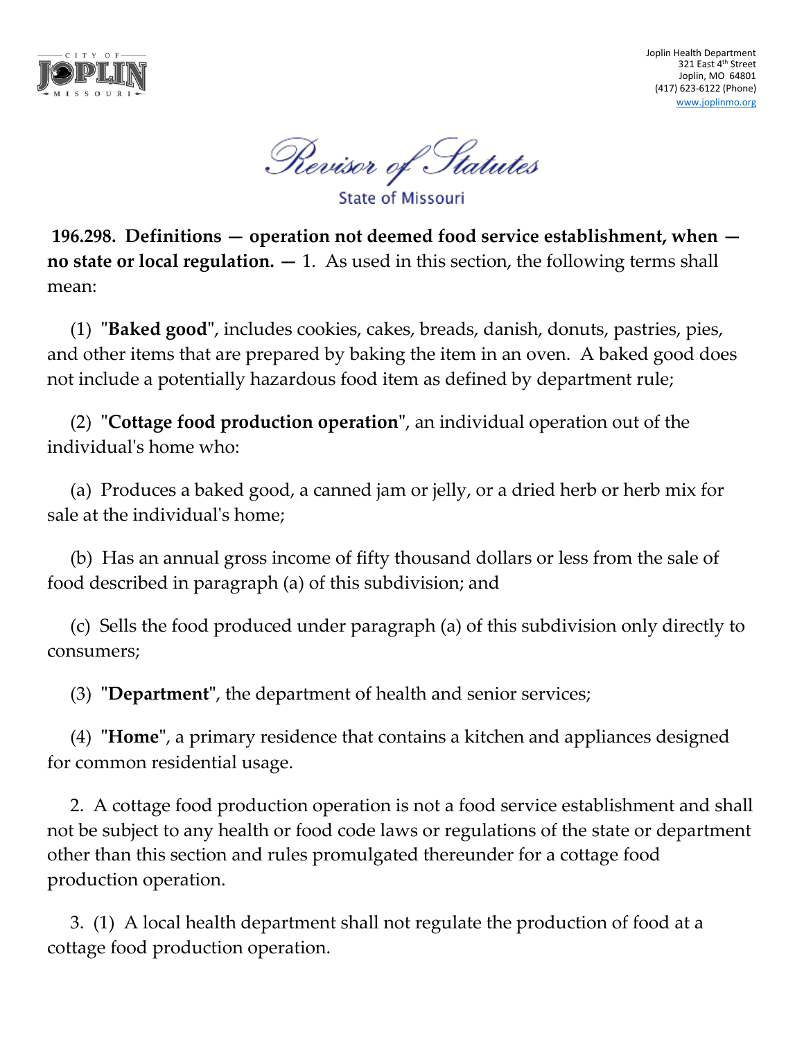Joplin Health Department
321 East 4th Street
Joplin, MO 64801
(417) 623-6122 (Phone)
www.joplinmo.org

*Revisor of Statutes*

State of Missouri

**196.298. Definitions — operation not deemed food service establishment, when — no state or local regulation. —** 1. As used in this section, the following terms shall mean:

(1) "**Baked good**", includes cookies, cakes, breads, danish, donuts, pastries, pies, and other items that are prepared by baking the item in an oven. A baked good does not include a potentially hazardous food item as defined by department rule;

(2) "**Cottage food production operation**", an individual operation out of the individual's home who:

(a) Produces a baked good, a canned jam or jelly, or a dried herb or herb mix for sale at the individual's home;

(b) Has an annual gross income of fifty thousand dollars or less from the sale of food described in paragraph (a) of this subdivision; and

(c) Sells the food produced under paragraph (a) of this subdivision only directly to consumers;

(3) "**Department**", the department of health and senior services;

(4) "**Home**", a primary residence that contains a kitchen and appliances designed for common residential usage.

2. A cottage food production operation is not a food service establishment and shall not be subject to any health or food code laws or regulations of the state or department other than this section and rules promulgated thereunder for a cottage food production operation.

3. (1) A local health department shall not regulate the production of food at a cottage food production operation.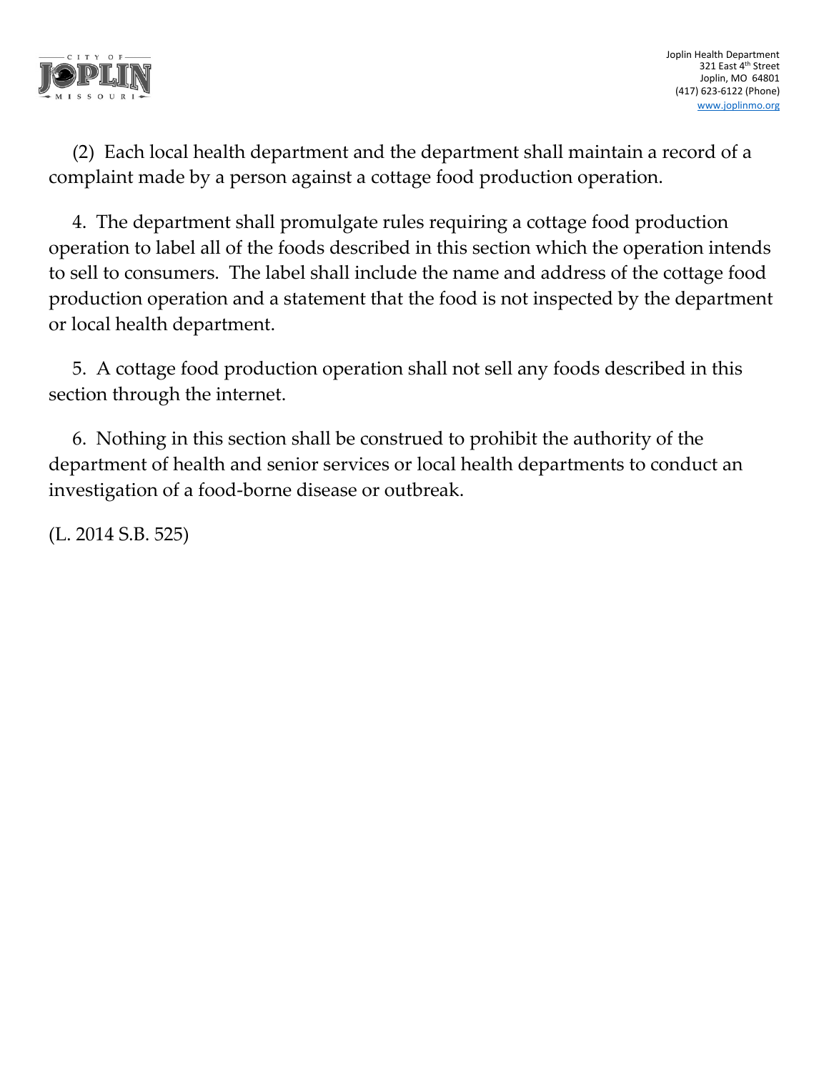(2) Each local health department and the department shall maintain a record of a complaint made by a person against a cottage food production operation.

4. The department shall promulgate rules requiring a cottage food production operation to label all of the foods described in this section which the operation intends to sell to consumers. The label shall include the name and address of the cottage food production operation and a statement that the food is not inspected by the department or local health department.

5. A cottage food production operation shall not sell any foods described in this section through the internet.

6. Nothing in this section shall be construed to prohibit the authority of the department of health and senior services or local health departments to conduct an investigation of a food-borne disease or outbreak.

(L. 2014 S.B. 525)